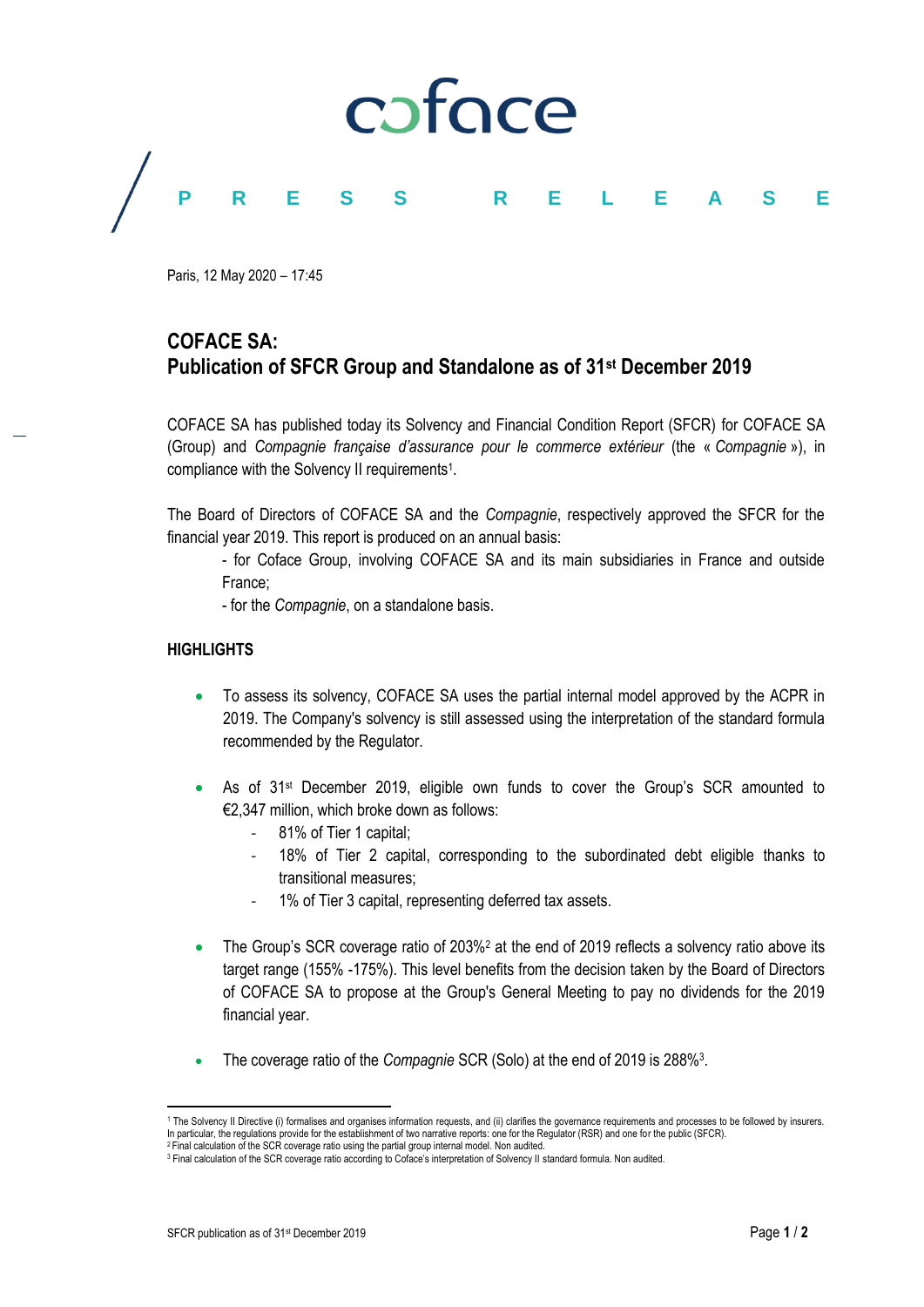coface

PRESS RELEASE

Paris, 12 May 2020 – 17:45

# COFACE SA:
# Publication of SFCR Group and Standalone as of 31st December 2019

COFACE SA has published today its Solvency and Financial Condition Report (SFCR) for COFACE SA (Group) and *Compagnie française d'assurance pour le commerce extérieur* (the « *Compagnie* »), in compliance with the Solvency II requirements[1].

The Board of Directors of COFACE SA and the *Compagnie*, respectively approved the SFCR for the financial year 2019. This report is produced on an annual basis:

- for Coface Group, involving COFACE SA and its main subsidiaries in France and outside France;
- for the *Compagnie*, on a standalone basis.

## HIGHLIGHTS

- To assess its solvency, COFACE SA uses the partial internal model approved by the ACPR in 2019. The Company's solvency is still assessed using the interpretation of the standard formula recommended by the Regulator.

- As of 31st December 2019, eligible own funds to cover the Group's SCR amounted to €2,347 million, which broke down as follows:
  - 81% of Tier 1 capital;
  - 18% of Tier 2 capital, corresponding to the subordinated debt eligible thanks to transitional measures;
  - 1% of Tier 3 capital, representing deferred tax assets.

- The Group's SCR coverage ratio of 203%[2] at the end of 2019 reflects a solvency ratio above its target range (155% -175%). This level benefits from the decision taken by the Board of Directors of COFACE SA to propose at the Group's General Meeting to pay no dividends for the 2019 financial year.

- The coverage ratio of the *Compagnie* SCR (Solo) at the end of 2019 is 288%[3].

---

[1] The Solvency II Directive (i) formalises and organises information requests, and (ii) clarifies the governance requirements and processes to be followed by insurers. In particular, the regulations provide for the establishment of two narrative reports: one for the Regulator (RSR) and one for the public (SFCR).

[2] Final calculation of the SCR coverage ratio using the partial group internal model. Non audited.

[3] Final calculation of the SCR coverage ratio according to Coface's interpretation of Solvency II standard formula. Non audited.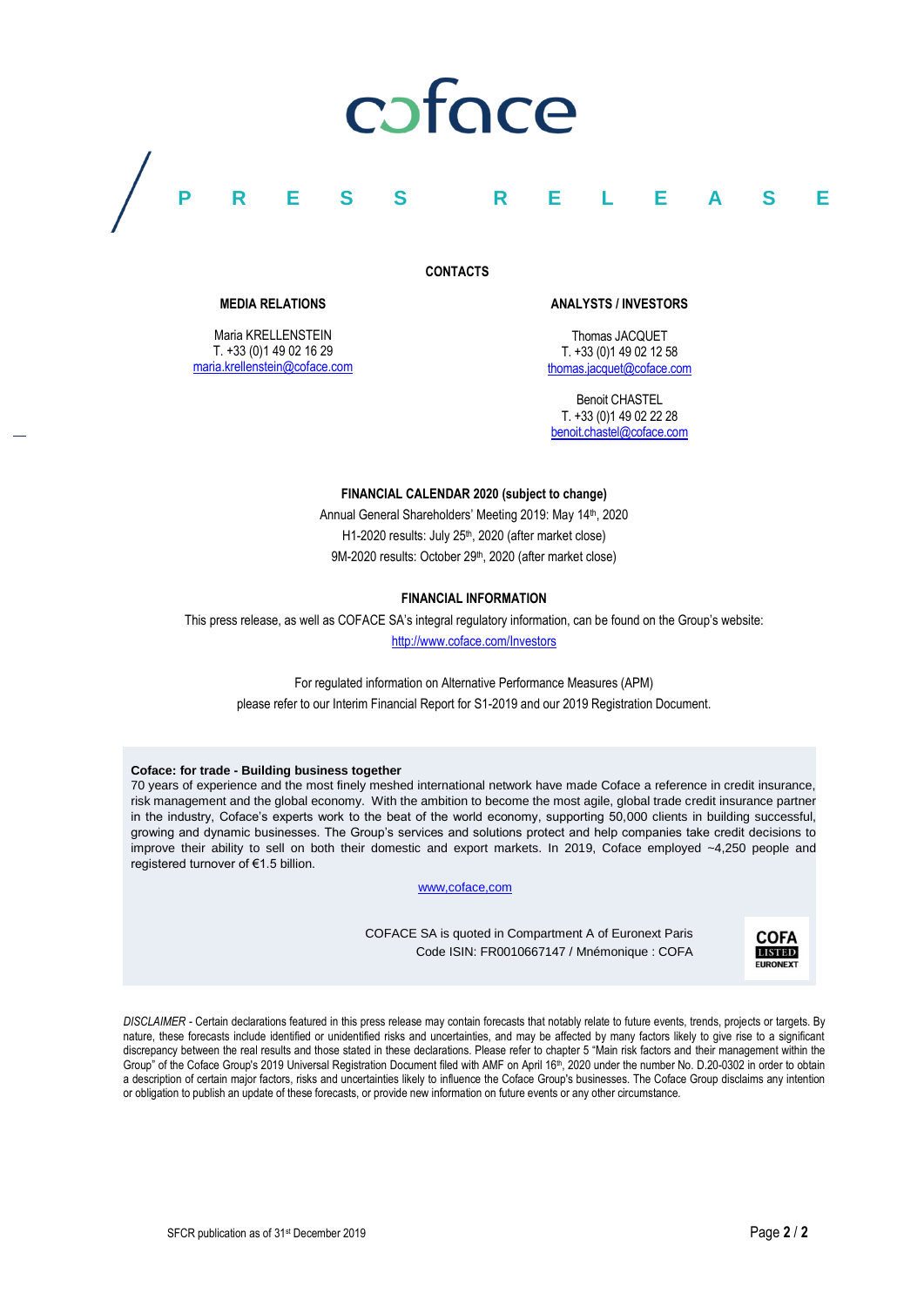coface

PRESS RELEASE

**CONTACTS**

**MEDIA RELATIONS**

Maria KRELLENSTEIN
T. +33 (0)1 49 02 16 29
maria.krellenstein@coface.com

**ANALYSTS / INVESTORS**

Thomas JACQUET
T. +33 (0)1 49 02 12 58
thomas.jacquet@coface.com

Benoit CHASTEL
T. +33 (0)1 49 02 22 28
benoit.chastel@coface.com

**FINANCIAL CALENDAR 2020 (subject to change)**

Annual General Shareholders' Meeting 2019: May 14th, 2020
H1-2020 results: July 25th, 2020 (after market close)
9M-2020 results: October 29th, 2020 (after market close)

**FINANCIAL INFORMATION**

This press release, as well as COFACE SA's integral regulatory information, can be found on the Group's website:
http://www.coface.com/Investors

For regulated information on Alternative Performance Measures (APM)
please refer to our Interim Financial Report for S1-2019 and our 2019 Registration Document.

**Coface: for trade - Building business together**
70 years of experience and the most finely meshed international network have made Coface a reference in credit insurance, risk management and the global economy. With the ambition to become the most agile, global trade credit insurance partner in the industry, Coface's experts work to the beat of the world economy, supporting 50,000 clients in building successful, growing and dynamic businesses. The Group's services and solutions protect and help companies take credit decisions to improve their ability to sell on both their domestic and export markets. In 2019, Coface employed ~4,250 people and registered turnover of €1.5 billion.

www,coface,com

COFACE SA is quoted in Compartment A of Euronext Paris
Code ISIN: FR0010667147 / Mnémonique : COFA

COFA LISTED EURONEXT

*DISCLAIMER* - Certain declarations featured in this press release may contain forecasts that notably relate to future events, trends, projects or targets. By nature, these forecasts include identified or unidentified risks and uncertainties, and may be affected by many factors likely to give rise to a significant discrepancy between the real results and those stated in these declarations. Please refer to chapter 5 "Main risk factors and their management within the Group" of the Coface Group's 2019 Universal Registration Document filed with AMF on April 16th, 2020 under the number No. D.20-0302 in order to obtain a description of certain major factors, risks and uncertainties likely to influence the Coface Group's businesses. The Coface Group disclaims any intention or obligation to publish an update of these forecasts, or provide new information on future events or any other circumstance.

SFCR publication as of 31st December 2019